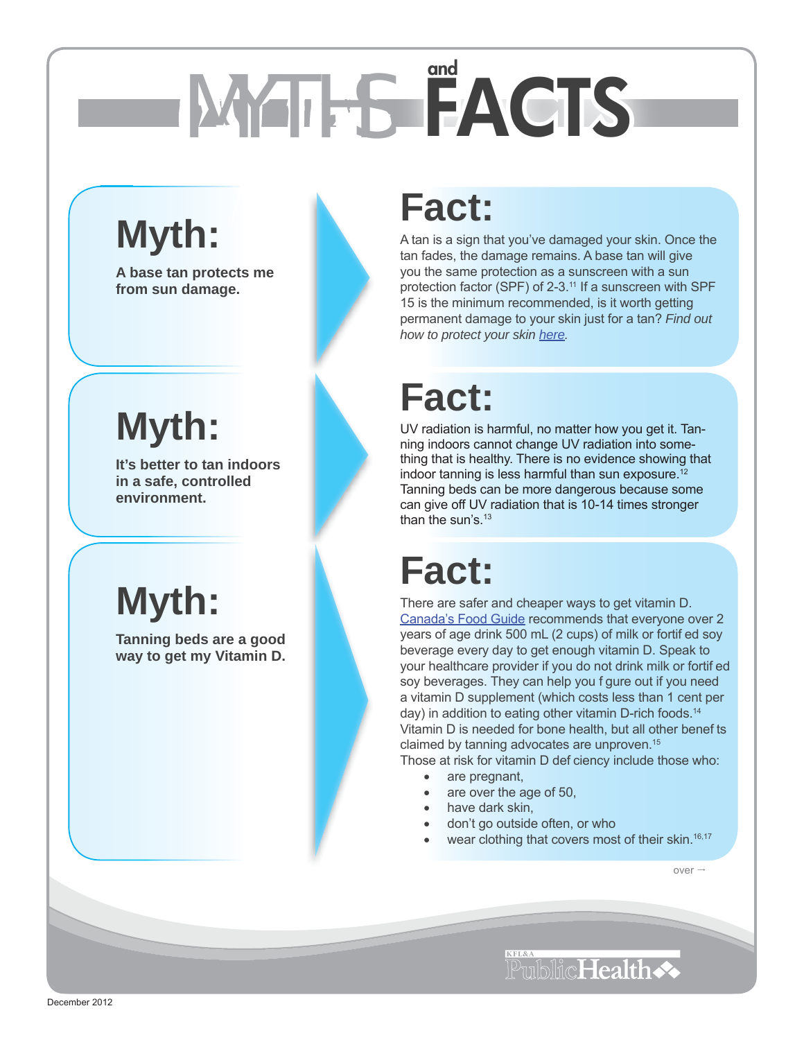# MYTHS and FACTS

## Myth:

**A base tan protects me from sun damage.**

## Fact:

A tan is a sign that you've damaged your skin. Once the tan fades, the damage remains. A base tan will give you the same protection as a sunscreen with a sun protection factor (SPF) of 2-3.[11] If a sunscreen with SPF 15 is the minimum recommended, is it worth getting permanent damage to your skin just for a tan? *Find out how to protect your skin here.*

## Myth:

**It's better to tan indoors in a safe, controlled environment.**

## Fact:

UV radiation is harmful, no matter how you get it. Tanning indoors cannot change UV radiation into something that is healthy. There is no evidence showing that indoor tanning is less harmful than sun exposure.[12] Tanning beds can be more dangerous because some can give off UV radiation that is 10-14 times stronger than the sun's.[13]

## Myth:

**Tanning beds are a good way to get my Vitamin D.**

## Fact:

There are safer and cheaper ways to get vitamin D. Canada's Food Guide recommends that everyone over 2 years of age drink 500 mL (2 cups) of milk or fortified soy beverage every day to get enough vitamin D. Speak to your healthcare provider if you do not drink milk or fortified soy beverages. They can help you figure out if you need a vitamin D supplement (which costs less than 1 cent per day) in addition to eating other vitamin D-rich foods.[14] Vitamin D is needed for bone health, but all other benefits claimed by tanning advocates are unproven.[15]

Those at risk for vitamin D deficiency include those who:

- are pregnant,
- are over the age of 50,
- have dark skin,
- don't go outside often, or who
- wear clothing that covers most of their skin.[16,17]

over →

KFL&A Public Health

December 2012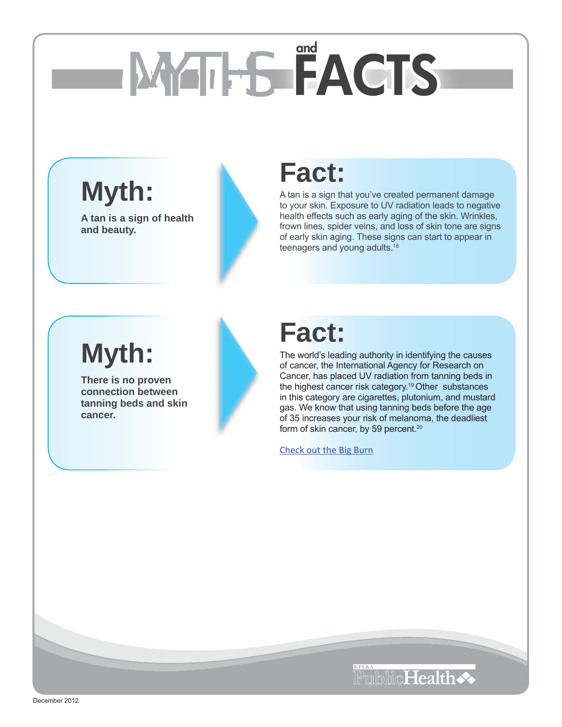# MYTHS and FACTS

## Myth:

**A tan is a sign of health and beauty.**

## Fact:

A tan is a sign that you've created permanent damage to your skin. Exposure to UV radiation leads to negative health effects such as early aging of the skin. Wrinkles, frown lines, spider veins, and loss of skin tone are signs of early skin aging. These signs can start to appear in teenagers and young adults.[18]

## Myth:

**There is no proven connection between tanning beds and skin cancer.**

## Fact:

The world's leading authority in identifying the causes of cancer, the International Agency for Research on Cancer, has placed UV radiation from tanning beds in the highest cancer risk category.[19] Other substances in this category are cigarettes, plutonium, and mustard gas. We know that using tanning beds before the age of 35 increases your risk of melanoma, the deadliest form of skin cancer, by 59 percent.[20]

Check out the Big Burn

KFL&A Public Health

December 2012